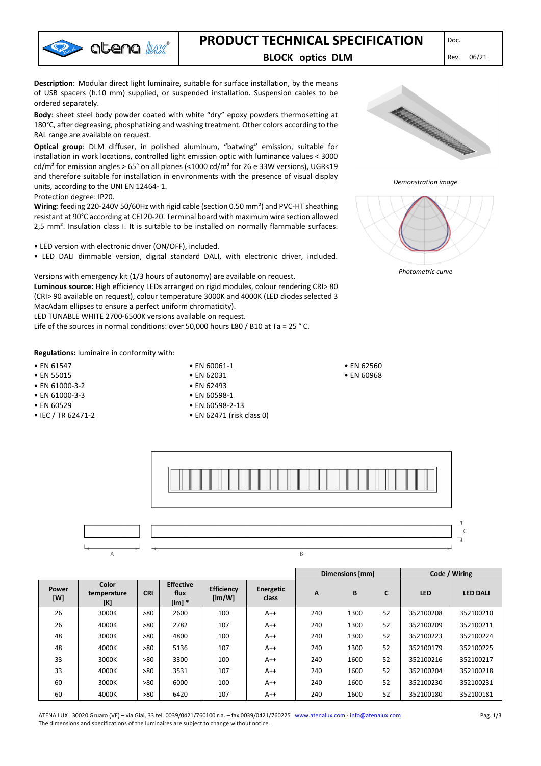# PRODUCT TECHNICAL SPECIFICATION

**BLOCK optics DLM**

Doc.

Rev. 06/21

**Description**: Modular direct light luminaire, suitable for surface installation, by the means of USB spacers (h.10 mm) supplied, or suspended installation. Suspension cables to be ordered separately.

**Body**: sheet steel body powder coated with white "dry" epoxy powders thermosetting at 180°C, after degreasing, phosphatizing and washing treatment. Other colors according to the RAL range are available on request.

**Optical group**: DLM diffuser, in polished aluminum, "batwing" emission, suitable for installation in work locations, controlled light emission optic with luminance values < 3000 cd/m² for emission angles > 65° on all planes (<1000 cd/m² for 26 e 33W versions), UGR<19 and therefore suitable for installation in environments with the presence of visual display units, according to the UNI EN 12464- 1.

Protection degree: IP20.

**Wiring**: feeding 220-240V 50/60Hz with rigid cable (section 0.50 mm²) and PVC-HT sheathing resistant at 90°C according at CEI 20-20. Terminal board with maximum wire section allowed 2,5 mm². Insulation class I. It is suitable to be installed on normally flammable surfaces.

- LED version with electronic driver (ON/OFF), included.
- LED DALI dimmable version, digital standard DALI, with electronic driver, included.

Versions with emergency kit (1/3 hours of autonomy) are available on request.

**Luminous source:** High efficiency LEDs arranged on rigid modules, colour rendering CRI> 80 (CRI> 90 available on request), colour temperature 3000K and 4000K (LED diodes selected 3 MacAdam ellipses to ensure a perfect uniform chromaticity).

LED TUNABLE WHITE 2700-6500K versions available on request.

Life of the sources in normal conditions: over 50,000 hours L80 / B10 at Ta = 25 ° C.

*Demonstration image*

*Photometric curve*

**Regulations:** luminaire in conformity with:

- EN 61547
- EN 55015
- EN 61000-3-2
- EN 61000-3-3
- EN 60529
- IEC / TR 62471-2
- EN 60061-1
- EN 62031
- EN 62493
- EN 60598-1
- EN 60598-2-13
- EN 62471 (risk class 0)
- EN 62560
- EN 60968

| Power [W] | Color temperature [K] | CRI | Effective flux [lm] * | Efficiency [lm/W] | Energetic class | Dimensions [mm] | | | Code / Wiring | |
|---|---|---|---|---|---|---|---|---|---|---|
| | | | | | | A | B | C | LED | LED DALI |
| 26 | 3000K | >80 | 2600 | 100 | A++ | 240 | 1300 | 52 | 352100208 | 352100210 |
| 26 | 4000K | >80 | 2782 | 107 | A++ | 240 | 1300 | 52 | 352100209 | 352100211 |
| 48 | 3000K | >80 | 4800 | 100 | A++ | 240 | 1300 | 52 | 352100223 | 352100224 |
| 48 | 4000K | >80 | 5136 | 107 | A++ | 240 | 1300 | 52 | 352100179 | 352100225 |
| 33 | 3000K | >80 | 3300 | 100 | A++ | 240 | 1600 | 52 | 352100216 | 352100217 |
| 33 | 4000K | >80 | 3531 | 107 | A++ | 240 | 1600 | 52 | 352100204 | 352100218 |
| 60 | 3000K | >80 | 6000 | 100 | A++ | 240 | 1600 | 52 | 352100230 | 352100231 |
| 60 | 4000K | >80 | 6420 | 107 | A++ | 240 | 1600 | 52 | 352100180 | 352100181 |

ATENA LUX 30020 Gruaro (VE) – via Giai, 33 tel. 0039/0421/760100 r.a. – fax 0039/0421/760225 www.atenalux.com - info@atenalux.com

The dimensions and specifications of the luminaires are subject to change without notice.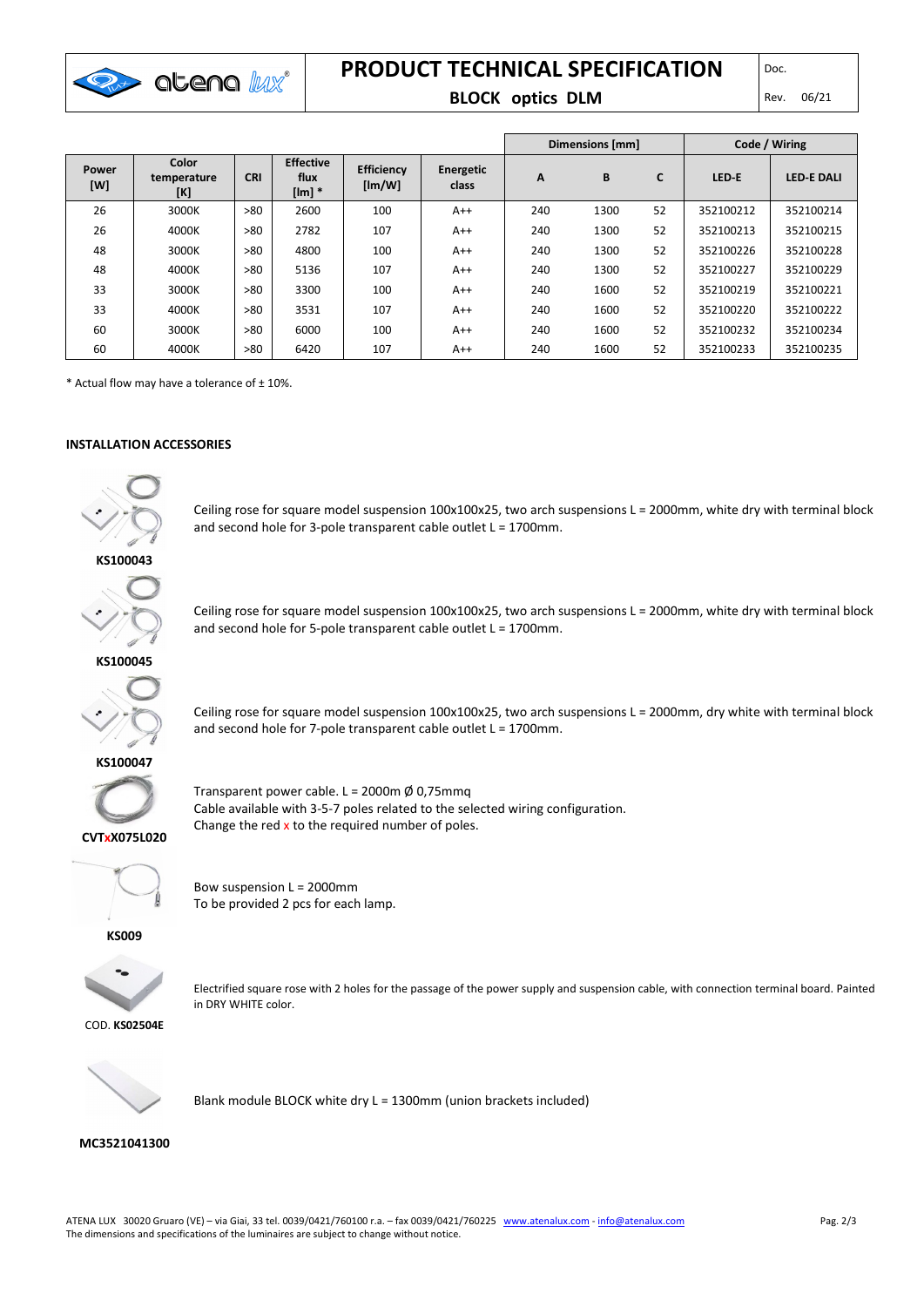| Power [W] | Color temperature [K] | CRI | Effective flux [lm] * | Efficiency [lm/W] | Energetic class | Dimensions [mm] | | | Code / Wiring | |
|---|---|---|---|---|---|---|---|---|---|---|
| | | | | | | A | B | C | LED-E | LED-E DALI |
| 26 | 3000K | >80 | 2600 | 100 | A++ | 240 | 1300 | 52 | 352100212 | 352100214 |
| 26 | 4000K | >80 | 2782 | 107 | A++ | 240 | 1300 | 52 | 352100213 | 352100215 |
| 48 | 3000K | >80 | 4800 | 100 | A++ | 240 | 1300 | 52 | 352100226 | 352100228 |
| 48 | 4000K | >80 | 5136 | 107 | A++ | 240 | 1300 | 52 | 352100227 | 352100229 |
| 33 | 3000K | >80 | 3300 | 100 | A++ | 240 | 1600 | 52 | 352100219 | 352100221 |
| 33 | 4000K | >80 | 3531 | 107 | A++ | 240 | 1600 | 52 | 352100220 | 352100222 |
| 60 | 3000K | >80 | 6000 | 100 | A++ | 240 | 1600 | 52 | 352100232 | 352100234 |
| 60 | 4000K | >80 | 6420 | 107 | A++ | 240 | 1600 | 52 | 352100233 | 352100235 |

* Actual flow may have a tolerance of ± 10%.

**INSTALLATION ACCESSORIES**

**KS100043**

Ceiling rose for square model suspension 100x100x25, two arch suspensions L = 2000mm, white dry with terminal block and second hole for 3-pole transparent cable outlet L = 1700mm.

**KS100045**

Ceiling rose for square model suspension 100x100x25, two arch suspensions L = 2000mm, white dry with terminal block and second hole for 5-pole transparent cable outlet L = 1700mm.

**KS100047**

Ceiling rose for square model suspension 100x100x25, two arch suspensions L = 2000mm, dry white with terminal block and second hole for 7-pole transparent cable outlet L = 1700mm.

**CVTxX075L020**

Transparent power cable. L = 2000m Ø 0,75mmq
Cable available with 3-5-7 poles related to the selected wiring configuration.
Change the red x to the required number of poles.

**KS009**

Bow suspension L = 2000mm
To be provided 2 pcs for each lamp.

COD. **KS02504E**

Electrified square rose with 2 holes for the passage of the power supply and suspension cable, with connection terminal board. Painted in DRY WHITE color.

**MC3521041300**

Blank module BLOCK white dry L = 1300mm (union brackets included)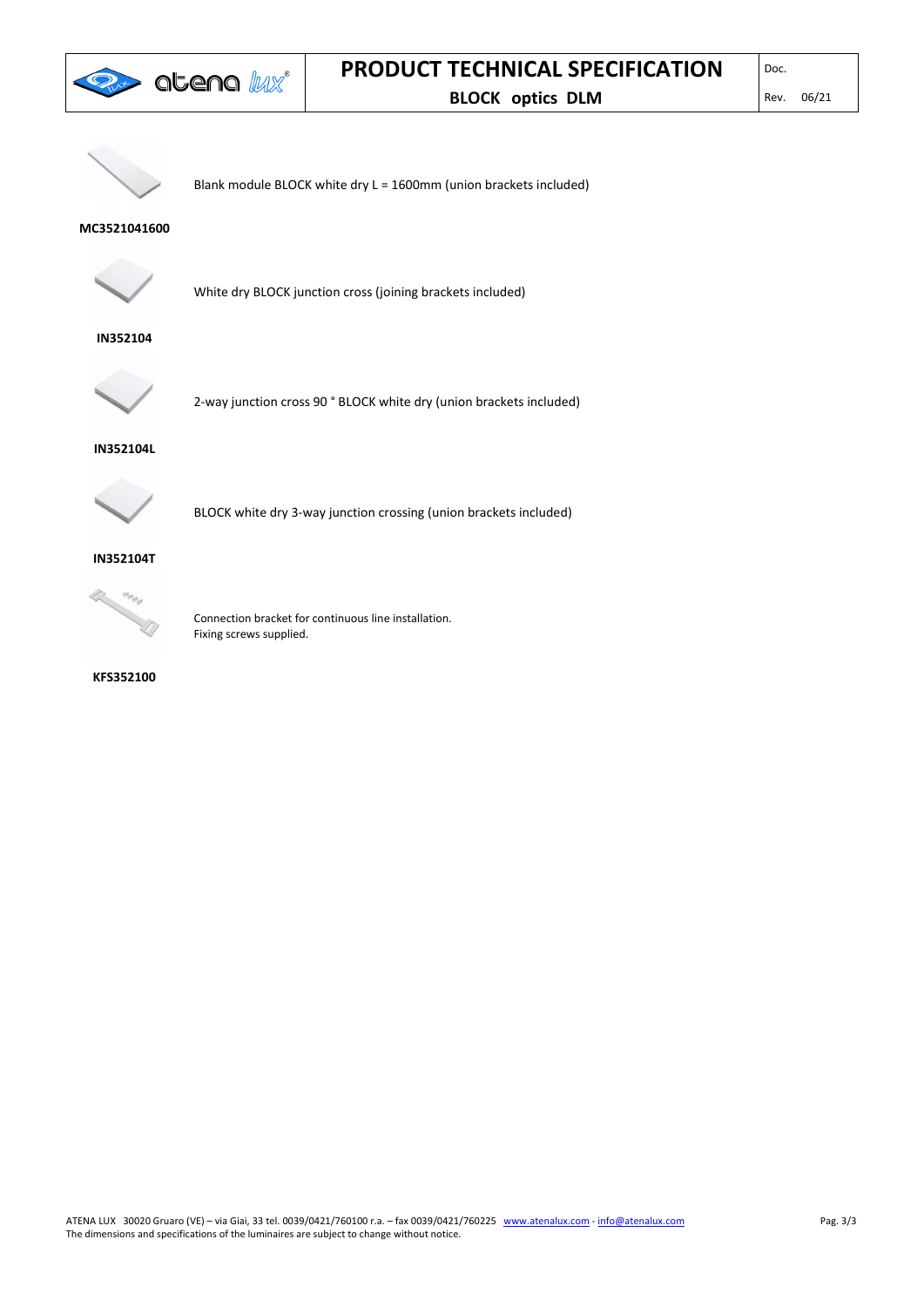Blank module BLOCK white dry L = 1600mm (union brackets included)

**MC3521041600**

White dry BLOCK junction cross (joining brackets included)

**IN352104**

2-way junction cross 90 ° BLOCK white dry (union brackets included)

**IN352104L**

BLOCK white dry 3-way junction crossing (union brackets included)

**IN352104T**

Connection bracket for continuous line installation.
Fixing screws supplied.

**KFS352100**

ATENA LUX 30020 Gruaro (VE) – via Giai, 33 tel. 0039/0421/760100 r.a. – fax 0039/0421/760225 www.atenalux.com - info@atenalux.com
The dimensions and specifications of the luminaires are subject to change without notice.